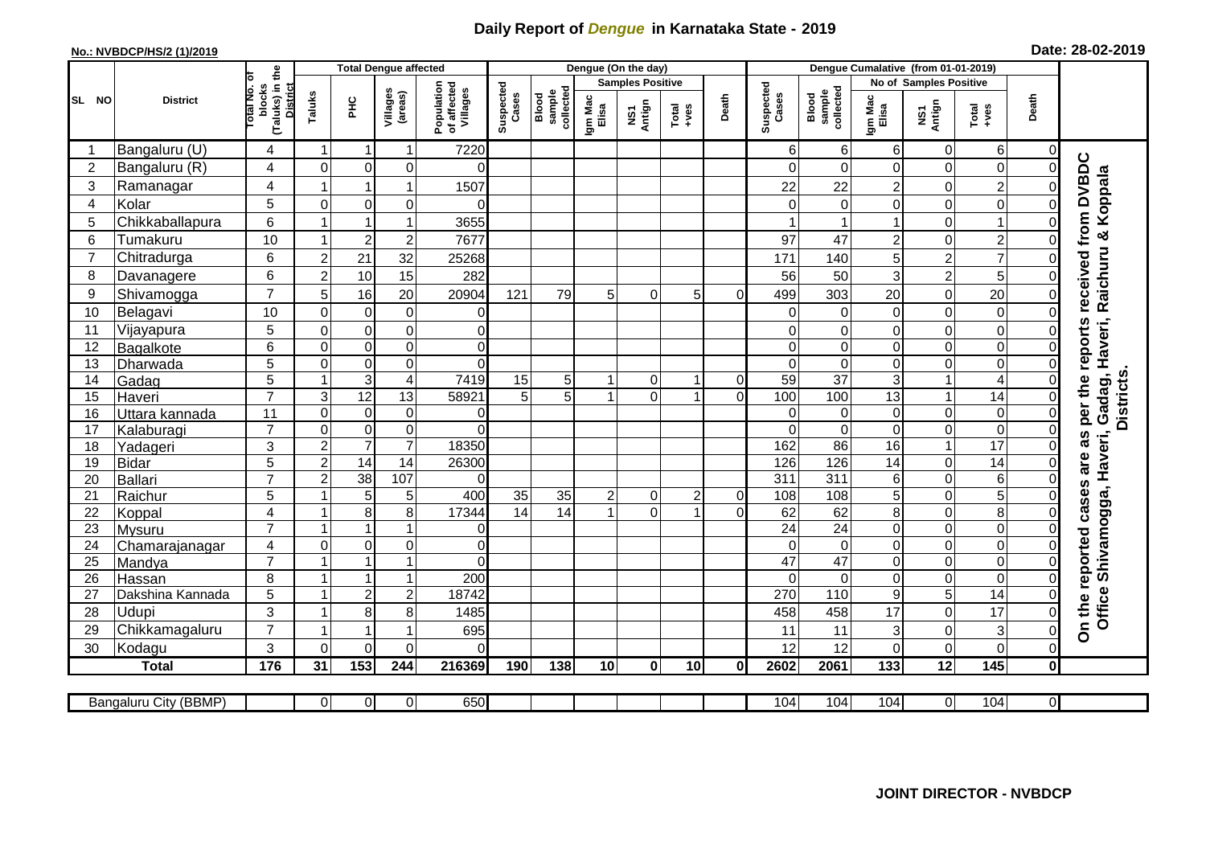# Daily Report of *Dengue* in Karnataka State - 2019

**No.: NVBDCP/HS/2 (1)/2019** **Date: 28-02-2019**

| SL NO | District | Total No. of blocks (Taluks) in the District | Total Dengue affected | | | | Dengue (On the day) | | | | | | | Dengue Cumalative (from 01-01-2019) | | | | | | | |
|---|---|---|---|---|---|---|---|---|---|---|---|---|---|---|---|---|---|---|---|---|
| | | | Taluks | PHC | Villages (areas) | Population of affected Villages | Suspected Cases | Blood sample collected | Samples Positive | | | Death | Suspected Cases | Blood sample collected | No of Samples Positive | | | Death | |
| | | | | | | | | | Igm Mac Elisa | NS1 Antign | Total +ves | | | | Igm Mac Elisa | NS1 Antign | Total +ves | | |
| 1 | Bangaluru (U) | 4 | 1 | 1 | 1 | 7220 | | | | | | | 6 | 6 | 6 | 0 | 6 | 0 | On the reported cases are as per the reports received from DVBDC Office Shivamogga, Haveri, Gadag, Haveri, Raichuru & Koppala Districts. |
| 2 | Bangaluru (R) | 4 | 0 | 0 | 0 | 0 | | | | | | | 0 | 0 | 0 | 0 | 0 | 0 | |
| 3 | Ramanagar | 4 | 1 | 1 | 1 | 1507 | | | | | | | 22 | 22 | 2 | 0 | 2 | 0 | |
| 4 | Kolar | 5 | 0 | 0 | 0 | 0 | | | | | | | 0 | 0 | 0 | 0 | 0 | 0 | |
| 5 | Chikkaballapura | 6 | 1 | 1 | 1 | 3655 | | | | | | | 1 | 1 | 1 | 0 | 1 | 0 | |
| 6 | Tumakuru | 10 | 1 | 2 | 2 | 7677 | | | | | | | 97 | 47 | 2 | 0 | 2 | 0 | |
| 7 | Chitradurga | 6 | 2 | 21 | 32 | 25268 | | | | | | | 171 | 140 | 5 | 2 | 7 | 0 | |
| 8 | Davanagere | 6 | 2 | 10 | 15 | 282 | | | | | | | 56 | 50 | 3 | 2 | 5 | 0 | |
| 9 | Shivamogga | 7 | 5 | 16 | 20 | 20904 | 121 | 79 | 5 | 0 | 5 | 0 | 499 | 303 | 20 | 0 | 20 | 0 | |
| 10 | Belagavi | 10 | 0 | 0 | 0 | 0 | | | | | | | 0 | 0 | 0 | 0 | 0 | 0 | |
| 11 | Vijayapura | 5 | 0 | 0 | 0 | 0 | | | | | | | 0 | 0 | 0 | 0 | 0 | 0 | |
| 12 | Bagalkote | 6 | 0 | 0 | 0 | 0 | | | | | | | 0 | 0 | 0 | 0 | 0 | 0 | |
| 13 | Dharwada | 5 | 0 | 0 | 0 | 0 | | | | | | | 0 | 0 | 0 | 0 | 0 | 0 | |
| 14 | Gadag | 5 | 1 | 3 | 4 | 7419 | 15 | 5 | 1 | 0 | 1 | 0 | 59 | 37 | 3 | 1 | 4 | 0 | |
| 15 | Haveri | 7 | 3 | 12 | 13 | 58921 | 5 | 5 | 1 | 0 | 1 | 0 | 100 | 100 | 13 | 1 | 14 | 0 | |
| 16 | Uttara kannada | 11 | 0 | 0 | 0 | 0 | | | | | | | 0 | 0 | 0 | 0 | 0 | 0 | |
| 17 | Kalaburagi | 7 | 0 | 0 | 0 | 0 | | | | | | | 0 | 0 | 0 | 0 | 0 | 0 | |
| 18 | Yadageri | 3 | 2 | 7 | 7 | 18350 | | | | | | | 162 | 86 | 16 | 1 | 17 | 0 | |
| 19 | Bidar | 5 | 2 | 14 | 14 | 26300 | | | | | | | 126 | 126 | 14 | 0 | 14 | 0 | |
| 20 | Ballari | 7 | 2 | 38 | 107 | 0 | | | | | | | 311 | 311 | 6 | 0 | 6 | 0 | |
| 21 | Raichur | 5 | 1 | 5 | 5 | 400 | 35 | 35 | 2 | 0 | 2 | 0 | 108 | 108 | 5 | 0 | 5 | 0 | |
| 22 | Koppal | 4 | 1 | 8 | 8 | 17344 | 14 | 14 | 1 | 0 | 1 | 0 | 62 | 62 | 8 | 0 | 8 | 0 | |
| 23 | Mysuru | 7 | 1 | 1 | 1 | 0 | | | | | | | 24 | 24 | 0 | 0 | 0 | 0 | |
| 24 | Chamarajanagar | 4 | 0 | 0 | 0 | 0 | | | | | | | 0 | 0 | 0 | 0 | 0 | 0 | |
| 25 | Mandya | 7 | 1 | 1 | 1 | 0 | | | | | | | 47 | 47 | 0 | 0 | 0 | 0 | |
| 26 | Hassan | 8 | 1 | 1 | 1 | 200 | | | | | | | 0 | 0 | 0 | 0 | 0 | 0 | |
| 27 | Dakshina Kannada | 5 | 1 | 2 | 2 | 18742 | | | | | | | 270 | 110 | 9 | 5 | 14 | 0 | |
| 28 | Udupi | 3 | 1 | 8 | 8 | 1485 | | | | | | | 458 | 458 | 17 | 0 | 17 | 0 | |
| 29 | Chikkamagaluru | 7 | 1 | 1 | 1 | 695 | | | | | | | 11 | 11 | 3 | 0 | 3 | 0 | |
| 30 | Kodagu | 3 | 0 | 0 | 0 | 0 | | | | | | | 12 | 12 | 0 | 0 | 0 | 0 | |
| | **Total** | **176** | **31** | **153** | **244** | **216369** | **190** | **138** | **10** | **0** | **10** | **0** | **2602** | **2061** | **133** | **12** | **145** | **0** | |

| Bangaluru City (BBMP) | | 0 | 0 | 0 | 650 | | | | | | | 104 | 104 | 104 | 0 | 104 | 0 |
|---|---|---|---|---|---|---|---|---|---|---|---|---|---|---|---|---|---|

**JOINT DIRECTOR - NVBDCP**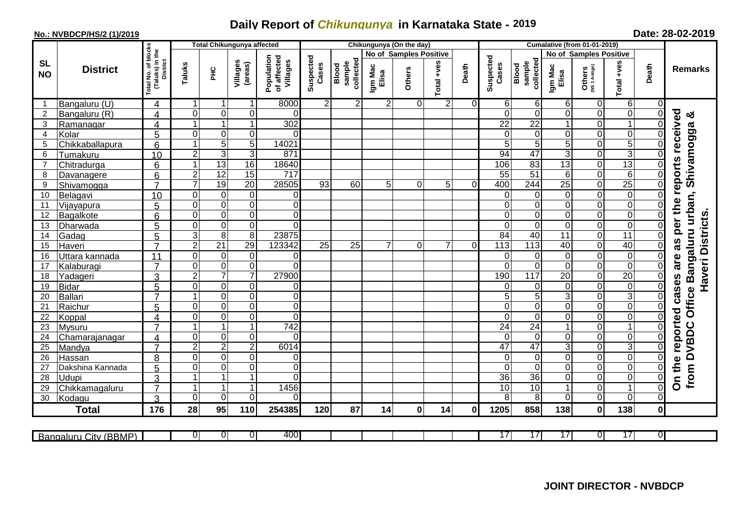# Daily Report of *Chikungunya* in Karnataka State - 2019

**No.: NVBDCP/HS/2 (1)/2019** **Date: 28-02-2019**

| SL NO | District | Total No. of blocks (Taluks) in the District | Total Chikungunya affected | | | | Chikungunya (On the day) | | | | | | | Cumalative (from 01-01-2019) | | | | | | | Remarks |
|---|---|---|---|---|---|---|---|---|---|---|---|---|---|---|---|---|---|---|---|---|---|
| | | | Taluks | PHC | Villages (areas) | Population of affected Villages | Suspected Cases | Blood sample collected | No of Samples Positive | | | Death | Suspected Cases | Blood sample collected | No of Samples Positive | | | Death | |
| | | | | | | | | | Igm Mac Elisa | Others | Total +ves | | | | Igm Mac Elisa | Others (NS 1 Antign) | Total +ves | | |
| 1 | Bangaluru (U) | 4 | 1 | 1 | 1 | 8000 | 2 | 2 | 2 | 0 | 2 | 0 | 6 | 6 | 6 | 0 | 6 | 0 | On the reported cases are as per the reports received from DVBDC Office Bangaluru urban, Shivamogga & Haveri Districts. |
| 2 | Bangaluru (R) | 4 | 0 | 0 | 0 | 0 | | | | | | | 0 | 0 | 0 | 0 | 0 | 0 | |
| 3 | Ramanagar | 4 | 1 | 1 | 1 | 302 | | | | | | | 22 | 22 | 1 | 0 | 1 | 0 | |
| 4 | Kolar | 5 | 0 | 0 | 0 | 0 | | | | | | | 0 | 0 | 0 | 0 | 0 | 0 | |
| 5 | Chikkaballapura | 6 | 1 | 5 | 5 | 14021 | | | | | | | 5 | 5 | 5 | 0 | 5 | 0 | |
| 6 | Tumakuru | 10 | 2 | 3 | 3 | 871 | | | | | | | 94 | 47 | 3 | 0 | 3 | 0 | |
| 7 | Chitradurga | 6 | 1 | 13 | 16 | 18640 | | | | | | | 106 | 83 | 13 | 0 | 13 | 0 | |
| 8 | Davanagere | 6 | 2 | 12 | 15 | 717 | | | | | | | 55 | 51 | 6 | 0 | 6 | 0 | |
| 9 | Shivamogga | 7 | 7 | 19 | 20 | 28505 | 93 | 60 | 5 | 0 | 5 | 0 | 400 | 244 | 25 | 0 | 25 | 0 | |
| 10 | Belagavi | 10 | 0 | 0 | 0 | 0 | | | | | | | 0 | 0 | 0 | 0 | 0 | 0 | |
| 11 | Vijayapura | 5 | 0 | 0 | 0 | 0 | | | | | | | 0 | 0 | 0 | 0 | 0 | 0 | |
| 12 | Bagalkote | 6 | 0 | 0 | 0 | 0 | | | | | | | 0 | 0 | 0 | 0 | 0 | 0 | |
| 13 | Dharwada | 5 | 0 | 0 | 0 | 0 | | | | | | | 0 | 0 | 0 | 0 | 0 | 0 | |
| 14 | Gadag | 5 | 3 | 8 | 8 | 23875 | | | | | | | 84 | 40 | 11 | 0 | 11 | 0 | |
| 15 | Haveri | 7 | 2 | 21 | 29 | 123342 | 25 | 25 | 7 | 0 | 7 | 0 | 113 | 113 | 40 | 0 | 40 | 0 | |
| 16 | Uttara kannada | 11 | 0 | 0 | 0 | 0 | | | | | | | 0 | 0 | 0 | 0 | 0 | 0 | |
| 17 | Kalaburagi | 7 | 0 | 0 | 0 | 0 | | | | | | | 0 | 0 | 0 | 0 | 0 | 0 | |
| 18 | Yadageri | 3 | 2 | 7 | 7 | 27900 | | | | | | | 190 | 117 | 20 | 0 | 20 | 0 | |
| 19 | Bidar | 5 | 0 | 0 | 0 | 0 | | | | | | | 0 | 0 | 0 | 0 | 0 | 0 | |
| 20 | Ballari | 7 | 1 | 0 | 0 | 0 | | | | | | | 5 | 5 | 3 | 0 | 3 | 0 | |
| 21 | Raichur | 5 | 0 | 0 | 0 | 0 | | | | | | | 0 | 0 | 0 | 0 | 0 | 0 | |
| 22 | Koppal | 4 | 0 | 0 | 0 | 0 | | | | | | | 0 | 0 | 0 | 0 | 0 | 0 | |
| 23 | Mysuru | 7 | 1 | 1 | 1 | 742 | | | | | | | 24 | 24 | 1 | 0 | 1 | 0 | |
| 24 | Chamarajanagar | 4 | 0 | 0 | 0 | 0 | | | | | | | 0 | 0 | 0 | 0 | 0 | 0 | |
| 25 | Mandya | 7 | 2 | 2 | 2 | 6014 | | | | | | | 47 | 47 | 3 | 0 | 3 | 0 | |
| 26 | Hassan | 8 | 0 | 0 | 0 | 0 | | | | | | | 0 | 0 | 0 | 0 | 0 | 0 | |
| 27 | Dakshina Kannada | 5 | 0 | 0 | 0 | 0 | | | | | | | 0 | 0 | 0 | 0 | 0 | 0 | |
| 28 | Udupi | 3 | 1 | 1 | 1 | 0 | | | | | | | 36 | 36 | 0 | 0 | 0 | 0 | |
| 29 | Chikkamagaluru | 7 | 1 | 1 | 1 | 1456 | | | | | | | 10 | 10 | 1 | 0 | 1 | 0 | |
| 30 | Kodagu | 3 | 0 | 0 | 0 | 0 | | | | | | | 8 | 8 | 0 | 0 | 0 | 0 | |
| **Total** | | **176** | **28** | **95** | **110** | **254385** | **120** | **87** | **14** | **0** | **14** | **0** | **1205** | **858** | **138** | **0** | **138** | **0** | |

| | | | | | | | | | | | | | | | | | | |
|---|---|---|---|---|---|---|---|---|---|---|---|---|---|---|---|---|---|---|
| Bangaluru City (BBMP) | | 0 | 0 | 0 | 400 | | | | | | | 17 | 17 | 17 | 0 | 17 | 0 | |

**JOINT DIRECTOR - NVBDCP**